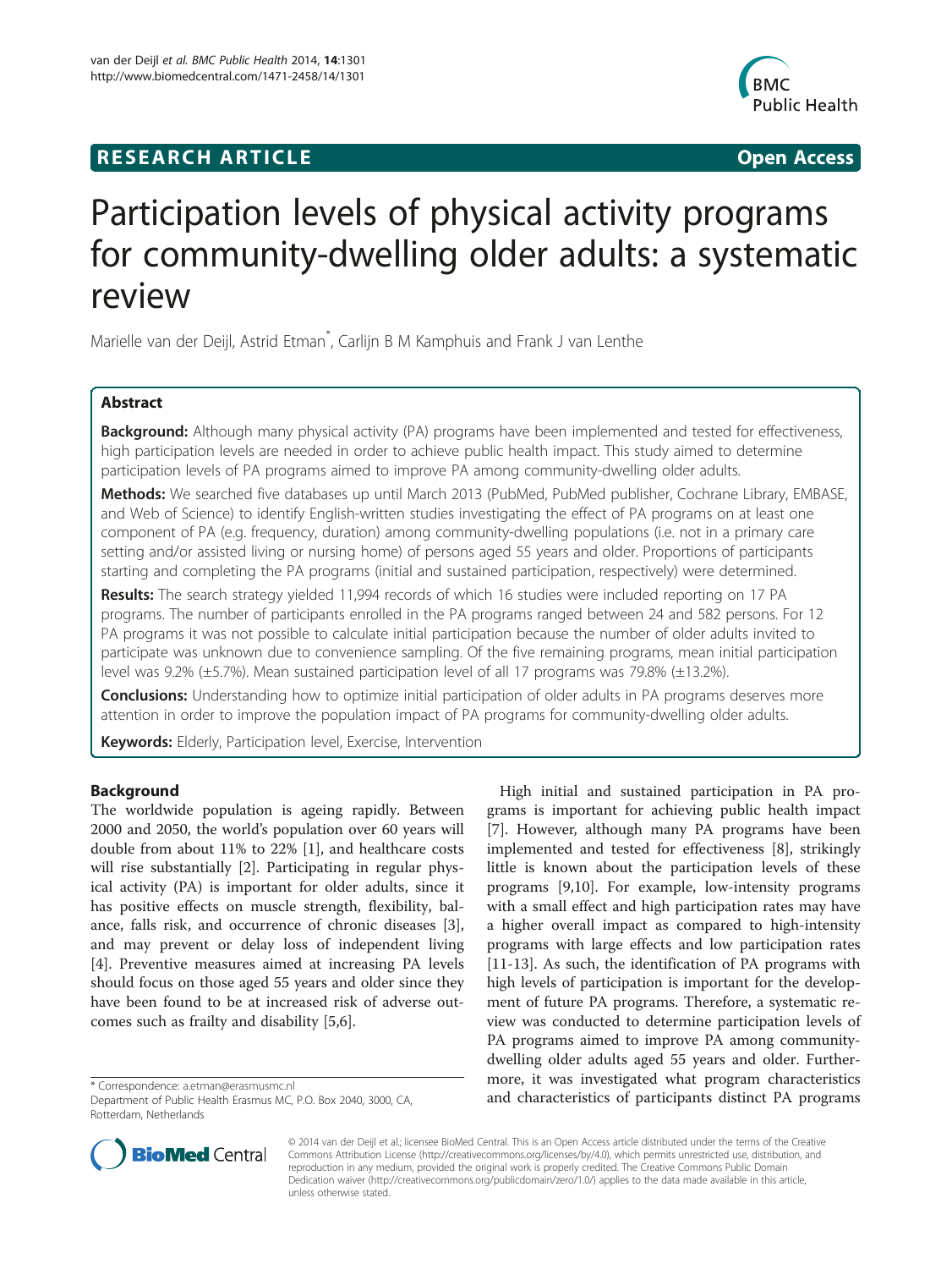**RESEARCH ARTICLE** **Open Access**

# Participation levels of physical activity programs for community-dwelling older adults: a systematic review

Marielle van der Deijl, Astrid Etman[*], Carlijn B M Kamphuis and Frank J van Lenthe

## Abstract

**Background:** Although many physical activity (PA) programs have been implemented and tested for effectiveness, high participation levels are needed in order to achieve public health impact. This study aimed to determine participation levels of PA programs aimed to improve PA among community-dwelling older adults.

**Methods:** We searched five databases up until March 2013 (PubMed, PubMed publisher, Cochrane Library, EMBASE, and Web of Science) to identify English-written studies investigating the effect of PA programs on at least one component of PA (e.g. frequency, duration) among community-dwelling populations (i.e. not in a primary care setting and/or assisted living or nursing home) of persons aged 55 years and older. Proportions of participants starting and completing the PA programs (initial and sustained participation, respectively) were determined.

**Results:** The search strategy yielded 11,994 records of which 16 studies were included reporting on 17 PA programs. The number of participants enrolled in the PA programs ranged between 24 and 582 persons. For 12 PA programs it was not possible to calculate initial participation because the number of older adults invited to participate was unknown due to convenience sampling. Of the five remaining programs, mean initial participation level was 9.2% (±5.7%). Mean sustained participation level of all 17 programs was 79.8% (±13.2%).

**Conclusions:** Understanding how to optimize initial participation of older adults in PA programs deserves more attention in order to improve the population impact of PA programs for community-dwelling older adults.

**Keywords:** Elderly, Participation level, Exercise, Intervention

## Background

The worldwide population is ageing rapidly. Between 2000 and 2050, the world's population over 60 years will double from about 11% to 22% [1], and healthcare costs will rise substantially [2]. Participating in regular physical activity (PA) is important for older adults, since it has positive effects on muscle strength, flexibility, balance, falls risk, and occurrence of chronic diseases [3], and may prevent or delay loss of independent living [4]. Preventive measures aimed at increasing PA levels should focus on those aged 55 years and older since they have been found to be at increased risk of adverse outcomes such as frailty and disability [5,6].

High initial and sustained participation in PA programs is important for achieving public health impact [7]. However, although many PA programs have been implemented and tested for effectiveness [8], strikingly little is known about the participation levels of these programs [9,10]. For example, low-intensity programs with a small effect and high participation rates may have a higher overall impact as compared to high-intensity programs with large effects and low participation rates [11-13]. As such, the identification of PA programs with high levels of participation is important for the development of future PA programs. Therefore, a systematic review was conducted to determine participation levels of PA programs aimed to improve PA among community-dwelling older adults aged 55 years and older. Furthermore, it was investigated what program characteristics and characteristics of participants distinct PA programs

* Correspondence: a.etman@erasmusmc.nl
Department of Public Health Erasmus MC, P.O. Box 2040, 3000, CA, Rotterdam, Netherlands

© 2014 van der Deijl et al.; licensee BioMed Central. This is an Open Access article distributed under the terms of the Creative Commons Attribution License (http://creativecommons.org/licenses/by/4.0), which permits unrestricted use, distribution, and reproduction in any medium, provided the original work is properly credited. The Creative Commons Public Domain Dedication waiver (http://creativecommons.org/publicdomain/zero/1.0/) applies to the data made available in this article, unless otherwise stated.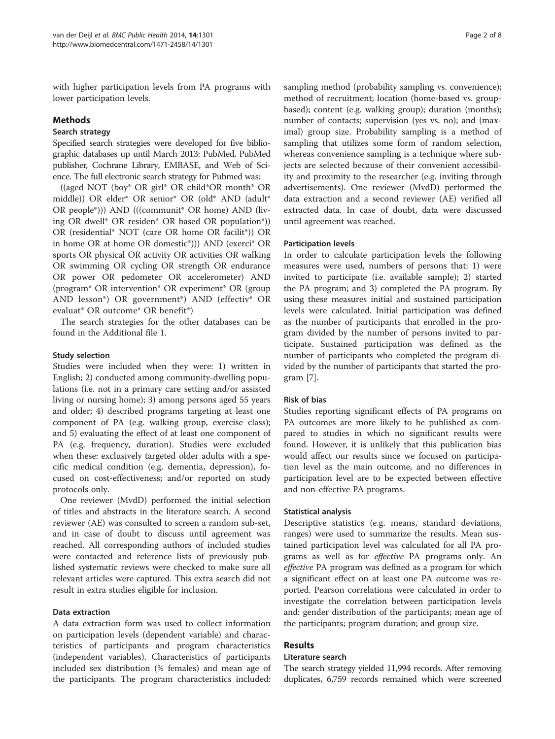with higher participation levels from PA programs with lower participation levels.

## Methods

### Search strategy

Specified search strategies were developed for five bibliographic databases up until March 2013: PubMed, PubMed publisher, Cochrane Library, EMBASE, and Web of Science. The full electronic search strategy for Pubmed was:

((aged NOT (boy* OR girl* OR child*OR month* OR middle)) OR elder* OR senior* OR (old* AND (adult* OR people*))) AND (((communit* OR home) AND (living OR dwell* OR residen* OR based OR population*)) OR (residential* NOT (care OR home OR facilit*)) OR in home OR at home OR domestic*))) AND (exerci* OR sports OR physical OR activity OR activities OR walking OR swimming OR cycling OR strength OR endurance OR power OR pedometer OR accelerometer) AND (program* OR intervention* OR experiment* OR (group AND lesson*) OR government*) AND (effectiv* OR evaluat* OR outcome* OR benefit*)

The search strategies for the other databases can be found in the Additional file 1.

### Study selection

Studies were included when they were: 1) written in English; 2) conducted among community-dwelling populations (i.e. not in a primary care setting and/or assisted living or nursing home); 3) among persons aged 55 years and older; 4) described programs targeting at least one component of PA (e.g. walking group, exercise class); and 5) evaluating the effect of at least one component of PA (e.g. frequency, duration). Studies were excluded when these: exclusively targeted older adults with a specific medical condition (e.g. dementia, depression), focused on cost-effectiveness; and/or reported on study protocols only.

One reviewer (MvdD) performed the initial selection of titles and abstracts in the literature search. A second reviewer (AE) was consulted to screen a random sub-set, and in case of doubt to discuss until agreement was reached. All corresponding authors of included studies were contacted and reference lists of previously published systematic reviews were checked to make sure all relevant articles were captured. This extra search did not result in extra studies eligible for inclusion.

### Data extraction

A data extraction form was used to collect information on participation levels (dependent variable) and characteristics of participants and program characteristics (independent variables). Characteristics of participants included sex distribution (% females) and mean age of the participants. The program characteristics included: sampling method (probability sampling vs. convenience); method of recruitment; location (home-based vs. group-based); content (e.g. walking group); duration (months); number of contacts; supervision (yes vs. no); and (maximal) group size. Probability sampling is a method of sampling that utilizes some form of random selection, whereas convenience sampling is a technique where subjects are selected because of their convenient accessibility and proximity to the researcher (e.g. inviting through advertisements). One reviewer (MvdD) performed the data extraction and a second reviewer (AE) verified all extracted data. In case of doubt, data were discussed until agreement was reached.

### Participation levels

In order to calculate participation levels the following measures were used, numbers of persons that: 1) were invited to participate (i.e. available sample); 2) started the PA program; and 3) completed the PA program. By using these measures initial and sustained participation levels were calculated. Initial participation was defined as the number of participants that enrolled in the program divided by the number of persons invited to participate. Sustained participation was defined as the number of participants who completed the program divided by the number of participants that started the program [7].

### Risk of bias

Studies reporting significant effects of PA programs on PA outcomes are more likely to be published as compared to studies in which no significant results were found. However, it is unlikely that this publication bias would affect our results since we focused on participation level as the main outcome, and no differences in participation level are to be expected between effective and non-effective PA programs.

### Statistical analysis

Descriptive statistics (e.g. means, standard deviations, ranges) were used to summarize the results. Mean sustained participation level was calculated for all PA programs as well as for *effective* PA programs only. An *effective* PA program was defined as a program for which a significant effect on at least one PA outcome was reported. Pearson correlations were calculated in order to investigate the correlation between participation levels and: gender distribution of the participants; mean age of the participants; program duration; and group size.

## Results

### Literature search

The search strategy yielded 11,994 records. After removing duplicates, 6,759 records remained which were screened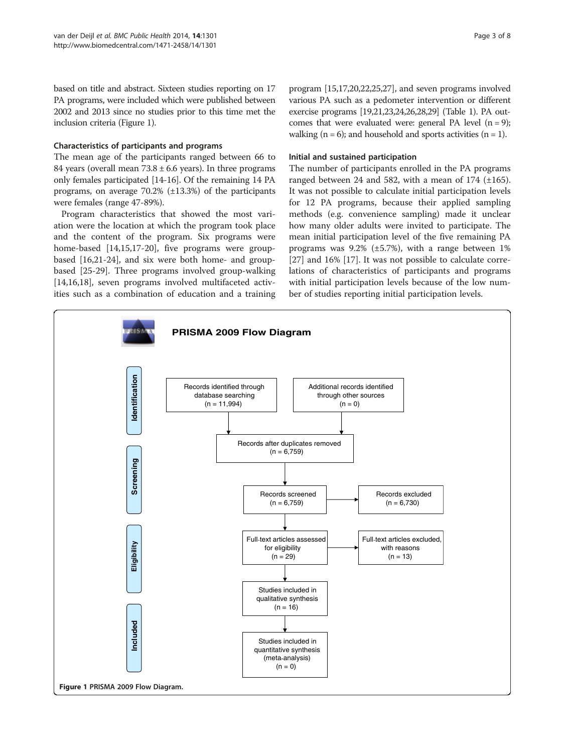based on title and abstract. Sixteen studies reporting on 17 PA programs, were included which were published between 2002 and 2013 since no studies prior to this time met the inclusion criteria (Figure 1).

### Characteristics of participants and programs

The mean age of the participants ranged between 66 to 84 years (overall mean 73.8 ± 6.6 years). In three programs only females participated [14-16]. Of the remaining 14 PA programs, on average 70.2% (±13.3%) of the participants were females (range 47-89%).

Program characteristics that showed the most variation were the location at which the program took place and the content of the program. Six programs were home-based [14,15,17-20], five programs were group-based [16,21-24], and six were both home- and group-based [25-29]. Three programs involved group-walking [14,16,18], seven programs involved multifaceted activities such as a combination of education and a training program [15,17,20,22,25,27], and seven programs involved various PA such as a pedometer intervention or different exercise programs [19,21,23,24,26,28,29] (Table 1). PA outcomes that were evaluated were: general PA level (n = 9); walking (n = 6); and household and sports activities (n = 1).

### Initial and sustained participation

The number of participants enrolled in the PA programs ranged between 24 and 582, with a mean of 174 (±165). It was not possible to calculate initial participation levels for 12 PA programs, because their applied sampling methods (e.g. convenience sampling) made it unclear how many older adults were invited to participate. The mean initial participation level of the five remaining PA programs was 9.2% (±5.7%), with a range between 1% [27] and 16% [17]. It was not possible to calculate correlations of characteristics of participants and programs with initial participation levels because of the low number of studies reporting initial participation levels.

**PRISMA 2009 Flow Diagram**

**Identification**
- Records identified through database searching (n = 11,994)
- Additional records identified through other sources (n = 0)

**Screening**
- Records after duplicates removed (n = 6,759)
- Records screened (n = 6,759) → Records excluded (n = 6,730)

**Eligibility**
- Full-text articles assessed for eligibility (n = 29) → Full-text articles excluded, with reasons (n = 13)

**Included**
- Studies included in qualitative synthesis (n = 16)
- Studies included in quantitative synthesis (meta-analysis) (n = 0)

**Figure 1** PRISMA 2009 Flow Diagram.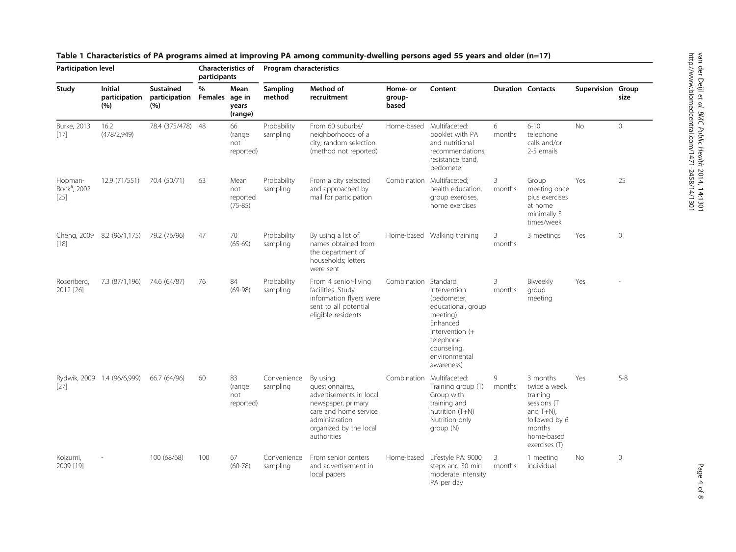**Table 1 Characteristics of PA programs aimed at improving PA among community-dwelling persons aged 55 years and older (n=17)**

| Participation level | | | Characteristics of participants | | Program characteristics | | | | | | | |
|---|---|---|---|---|---|---|---|---|---|---|---|---|
| Study | Initial participation (%) | Sustained participation (%) | % Females | Mean age in years (range) | Sampling method | Method of recruitment | Home- or group-based | Content | Duration | Contacts | Supervision | Group size |
| Burke, 2013 [17] | 16.2 (478/2,949) | 78.4 (375/478) | 48 | 66 (range not reported) | Probability sampling | From 60 suburbs/ neighborhoods of a city; random selection (method not reported) | Home-based | Multifaceted: booklet with PA and nutritional recommendations, resistance band, pedometer | 6 months | 6-10 telephone calls and/or 2-5 emails | No | 0 |
| Hopman-Rock[a], 2002 [25] | 12.9 (71/551) | 70.4 (50/71) | 63 | Mean not reported (75-85) | Probability sampling | From a city selected and approached by mail for participation | Combination | Multifaceted; health education, group exercises, home exercises | 3 months | Group meeting once plus exercises at home minimally 3 times/week | Yes | 25 |
| Cheng, 2009 [18] | 8.2 (96/1,175) | 79.2 (76/96) | 47 | 70 (65-69) | Probability sampling | By using a list of names obtained from the department of households; letters were sent | Home-based | Walking training | 3 months | 3 meetings | Yes | 0 |
| Rosenberg, 2012 [26] | 7.3 (87/1,196) | 74.6 (64/87) | 76 | 84 (69-98) | Probability sampling | From 4 senior-living facilities. Study information flyers were sent to all potential eligible residents | Combination | Standard intervention (pedometer, educational, group meeting) Enhanced intervention (+ telephone counseling, environmental awareness) | 3 months | Biweekly group meeting | Yes | - |
| Rydwik, 2009 [27] | 1.4 (96/6,999) | 66.7 (64/96) | 60 | 83 (range not reported) | Convenience sampling | By using questionnaires, advertisements in local newspaper, primary care and home service administration organized by the local authorities | Combination | Multifaceted: Training group (T) Group with training and nutrition (T+N) Nutrition-only group (N) | 9 months | 3 months twice a week training sessions (T and T+N), followed by 6 months home-based exercises (T) | Yes | 5-8 |
| Koizumi, 2009 [19] | - | 100 (68/68) | 100 | 67 (60-78) | Convenience sampling | From senior centers and advertisement in local papers | Home-based | Lifestyle PA: 9000 steps and 30 min moderate intensity PA per day | 3 months | 1 meeting individual | No | 0 |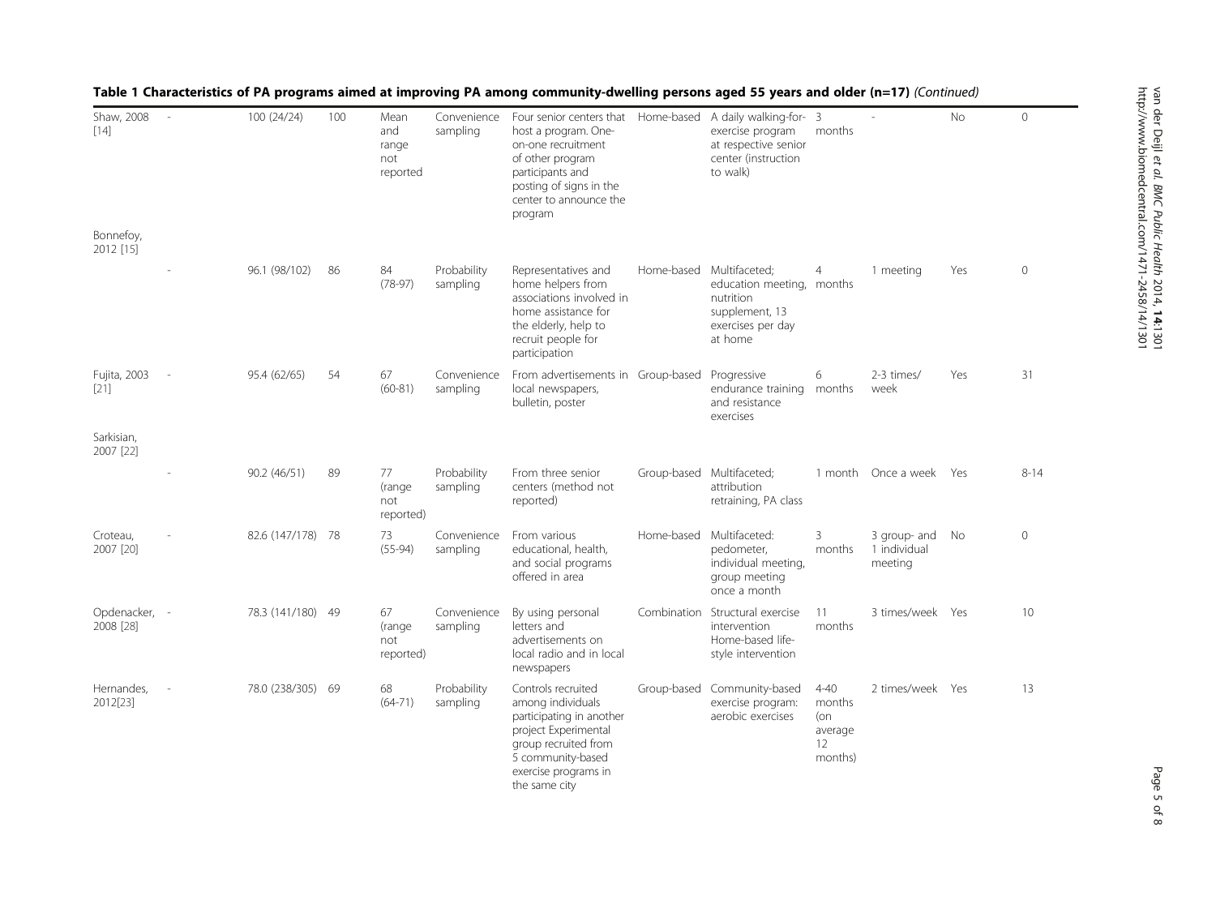**Table 1 Characteristics of PA programs aimed at improving PA among community-dwelling persons aged 55 years and older (n=17)** *(Continued)*

| | | | | | | | | | | | | |
|---|---|---|---|---|---|---|---|---|---|---|---|---|
| Shaw, 2008 [14] | - | 100 (24/24) | 100 | Mean and range not reported | Convenience sampling | Four senior centers that host a program. One-on-one recruitment of other program participants and posting of signs in the center to announce the program | Home-based | A daily walking-for-exercise program at respective senior center (instruction to walk) | 3 months | - | No | 0 |
| Bonnefoy, 2012 [15] | - | 96.1 (98/102) | 86 | 84 (78-97) | Probability sampling | Representatives and home helpers from associations involved in home assistance for the elderly, help to recruit people for participation | Home-based | Multifaceted; education meeting, nutrition supplement, 13 exercises per day at home | 4 months | 1 meeting | Yes | 0 |
| Fujita, 2003 [21] | - | 95.4 (62/65) | 54 | 67 (60-81) | Convenience sampling | From advertisements in local newspapers, bulletin, poster | Group-based | Progressive endurance training and resistance exercises | 6 months | 2-3 times/ week | Yes | 31 |
| Sarkisian, 2007 [22] | - | 90.2 (46/51) | 89 | 77 (range not reported) | Probability sampling | From three senior centers (method not reported) | Group-based | Multifaceted; attribution retraining, PA class | 1 month | Once a week | Yes | 8-14 |
| Croteau, 2007 [20] | - | 82.6 (147/178) | 78 | 73 (55-94) | Convenience sampling | From various educational, health, and social programs offered in area | Home-based | Multifaceted: pedometer, individual meeting, group meeting once a month | 3 months | 3 group- and 1 individual meeting | No | 0 |
| Opdenacker, 2008 [28] | - | 78.3 (141/180) | 49 | 67 (range not reported) | Convenience sampling | By using personal letters and advertisements on local radio and in local newspapers | Combination | Structural exercise intervention Home-based life-style intervention | 11 months | 3 times/week | Yes | 10 |
| Hernandes, 2012[23] | - | 78.0 (238/305) | 69 | 68 (64-71) | Probability sampling | Controls recruited among individuals participating in another project Experimental group recruited from 5 community-based exercise programs in the same city | Group-based | Community-based exercise program: aerobic exercises | 4-40 months (on average 12 months) | 2 times/week | Yes | 13 |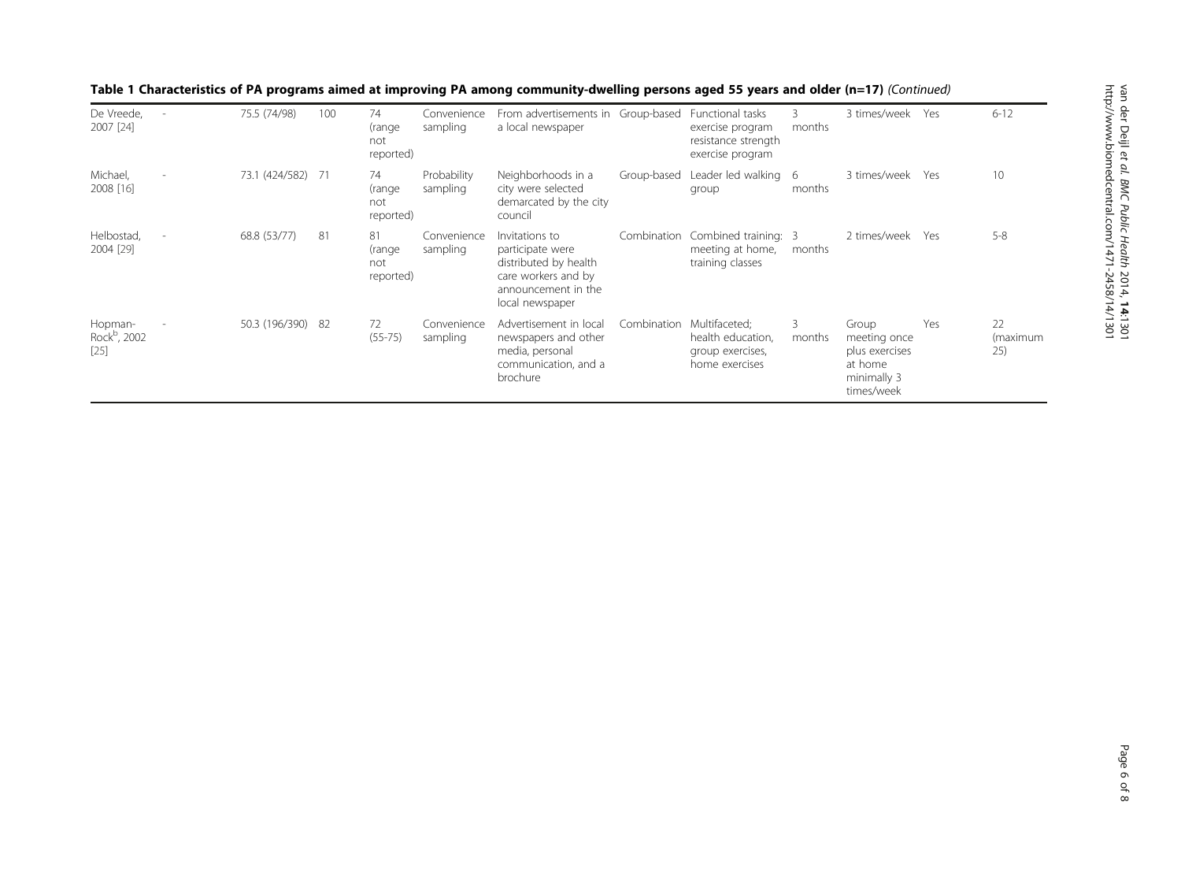**Table 1 Characteristics of PA programs aimed at improving PA among community-dwelling persons aged 55 years and older (n=17)** *(Continued)*

| | | | | | | | | | | | | |
|---|---|---|---|---|---|---|---|---|---|---|---|---|
| De Vreede, 2007 [24] | - | 75.5 (74/98) | 100 | 74 (range not reported) | Convenience sampling | From advertisements in a local newspaper | Group-based | Functional tasks exercise program resistance strength exercise program | 3 months | 3 times/week | Yes | 6-12 |
| Michael, 2008 [16] | - | 73.1 (424/582) | 71 | 74 (range not reported) | Probability sampling | Neighborhoods in a city were selected demarcated by the city council | Group-based | Leader led walking group | 6 months | 3 times/week | Yes | 10 |
| Helbostad, 2004 [29] | - | 68.8 (53/77) | 81 | 81 (range not reported) | Convenience sampling | Invitations to participate were distributed by health care workers and by announcement in the local newspaper | Combination | Combined training: meeting at home, training classes | 3 months | 2 times/week | Yes | 5-8 |
| Hopman-Rock[b], 2002 [25] | - | 50.3 (196/390) | 82 | 72 (55-75) | Convenience sampling | Advertisement in local newspapers and other media, personal communication, and a brochure | Combination | Multifaceted; health education, group exercises, home exercises | 3 months | Group meeting once plus exercises at home minimally 3 times/week | Yes | 22 (maximum 25) |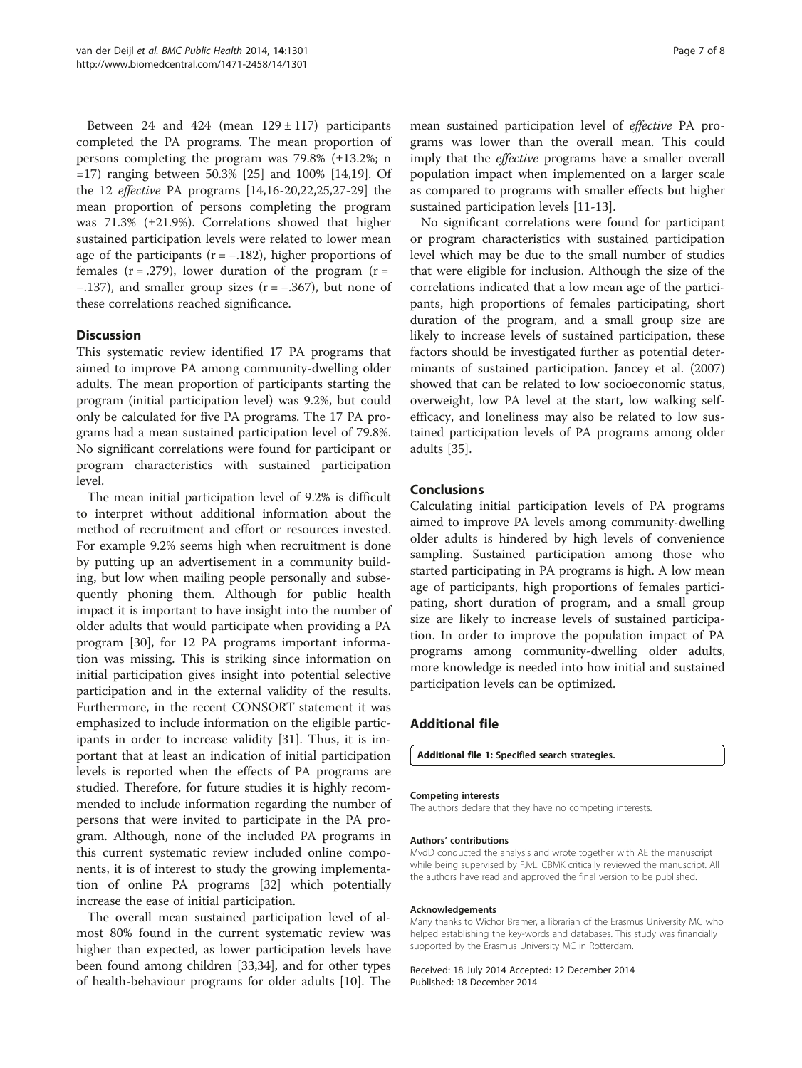Between 24 and 424 (mean 129 ± 117) participants completed the PA programs. The mean proportion of persons completing the program was 79.8% (±13.2%; n =17) ranging between 50.3% [25] and 100% [14,19]. Of the 12 *effective* PA programs [14,16-20,22,25,27-29] the mean proportion of persons completing the program was 71.3% (±21.9%). Correlations showed that higher sustained participation levels were related to lower mean age of the participants (r = −.182), higher proportions of females (r = .279), lower duration of the program (r = −.137), and smaller group sizes (r = −.367), but none of these correlations reached significance.

## Discussion

This systematic review identified 17 PA programs that aimed to improve PA among community-dwelling older adults. The mean proportion of participants starting the program (initial participation level) was 9.2%, but could only be calculated for five PA programs. The 17 PA programs had a mean sustained participation level of 79.8%. No significant correlations were found for participant or program characteristics with sustained participation level.

The mean initial participation level of 9.2% is difficult to interpret without additional information about the method of recruitment and effort or resources invested. For example 9.2% seems high when recruitment is done by putting up an advertisement in a community building, but low when mailing people personally and subsequently phoning them. Although for public health impact it is important to have insight into the number of older adults that would participate when providing a PA program [30], for 12 PA programs important information was missing. This is striking since information on initial participation gives insight into potential selective participation and in the external validity of the results. Furthermore, in the recent CONSORT statement it was emphasized to include information on the eligible participants in order to increase validity [31]. Thus, it is important that at least an indication of initial participation levels is reported when the effects of PA programs are studied. Therefore, for future studies it is highly recommended to include information regarding the number of persons that were invited to participate in the PA program. Although, none of the included PA programs in this current systematic review included online components, it is of interest to study the growing implementation of online PA programs [32] which potentially increase the ease of initial participation.

The overall mean sustained participation level of almost 80% found in the current systematic review was higher than expected, as lower participation levels have been found among children [33,34], and for other types of health-behaviour programs for older adults [10]. The mean sustained participation level of *effective* PA programs was lower than the overall mean. This could imply that the *effective* programs have a smaller overall population impact when implemented on a larger scale as compared to programs with smaller effects but higher sustained participation levels [11-13].

No significant correlations were found for participant or program characteristics with sustained participation level which may be due to the small number of studies that were eligible for inclusion. Although the size of the correlations indicated that a low mean age of the participants, high proportions of females participating, short duration of the program, and a small group size are likely to increase levels of sustained participation, these factors should be investigated further as potential determinants of sustained participation. Jancey et al. (2007) showed that can be related to low socioeconomic status, overweight, low PA level at the start, low walking self-efficacy, and loneliness may also be related to low sustained participation levels of PA programs among older adults [35].

## Conclusions

Calculating initial participation levels of PA programs aimed to improve PA levels among community-dwelling older adults is hindered by high levels of convenience sampling. Sustained participation among those who started participating in PA programs is high. A low mean age of participants, high proportions of females participating, short duration of program, and a small group size are likely to increase levels of sustained participation. In order to improve the population impact of PA programs among community-dwelling older adults, more knowledge is needed into how initial and sustained participation levels can be optimized.

## Additional file

**Additional file 1: Specified search strategies.**

#### Competing interests

The authors declare that they have no competing interests.

#### Authors' contributions

MvdD conducted the analysis and wrote together with AE the manuscript while being supervised by FJvL. CBMK critically reviewed the manuscript. All the authors have read and approved the final version to be published.

#### Acknowledgements

Many thanks to Wichor Bramer, a librarian of the Erasmus University MC who helped establishing the key-words and databases. This study was financially supported by the Erasmus University MC in Rotterdam.

Received: 18 July 2014 Accepted: 12 December 2014
Published: 18 December 2014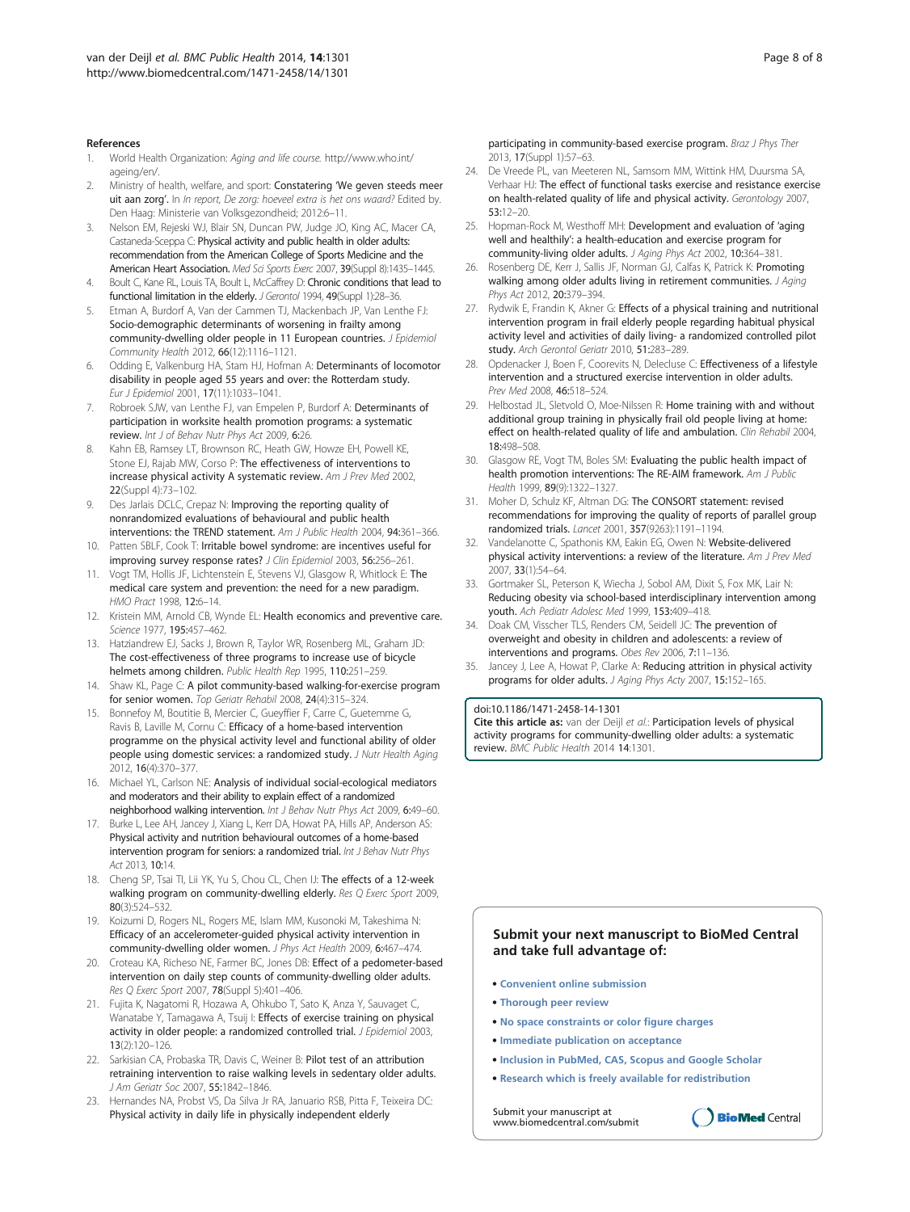## References

1. World Health Organization: *Aging and life course.* http://www.who.int/ageing/en/.
2. Ministry of health, welfare, and sport: **Constatering 'We geven steeds meer uit aan zorg'.** In *In report, De zorg: hoeveel extra is het ons waard?* Edited by. Den Haag: Ministerie van Volksgezondheid; 2012:6–11.
3. Nelson EM, Rejeski WJ, Blair SN, Duncan PW, Judge JO, King AC, Macer CA, Castaneda-Sceppa C: **Physical activity and public health in older adults: recommendation from the American College of Sports Medicine and the American Heart Association.** *Med Sci Sports Exerc* 2007, **39**(Suppl 8):1435–1445.
4. Boult C, Kane RL, Louis TA, Boult L, McCaffrey D: **Chronic conditions that lead to functional limitation in the elderly.** *J Gerontol* 1994, **49**(Suppl 1):28–36.
5. Etman A, Burdorf A, Van der Cammen TJ, Mackenbach JP, Van Lenthe FJ: **Socio-demographic determinants of worsening in frailty among community-dwelling older people in 11 European countries.** *J Epidemiol Community Health* 2012, **66**(12):1116–1121.
6. Odding E, Valkenburg HA, Stam HJ, Hofman A: **Determinants of locomotor disability in people aged 55 years and over: the Rotterdam study.** *Eur J Epidemiol* 2001, **17**(11):1033–1041.
7. Robroek SJW, van Lenthe FJ, van Empelen P, Burdorf A: **Determinants of participation in worksite health promotion programs: a systematic review.** *Int J of Behav Nutr Phys Act* 2009, **6**:26.
8. Kahn EB, Ramsey LT, Brownson RC, Heath GW, Howze EH, Powell KE, Stone EJ, Rajab MW, Corso P: **The effectiveness of interventions to increase physical activity A systematic review.** *Am J Prev Med* 2002, **22**(Suppl 4):73–102.
9. Des Jarlais DCLC, Crepaz N: **Improving the reporting quality of nonrandomized evaluations of behavioural and public health interventions: the TREND statement.** *Am J Public Health* 2004, **94**:361–366.
10. Patten SBLF, Cook T: **Irritable bowel syndrome: are incentives useful for improving survey response rates?** *J Clin Epidemiol* 2003, **56**:256–261.
11. Vogt TM, Hollis JF, Lichtenstein E, Stevens VJ, Glasgow R, Whitlock E: **The medical care system and prevention: the need for a new paradigm.** *HMO Pract* 1998, **12**:6–14.
12. Kristein MM, Arnold CB, Wynde EL: **Health economics and preventive care.** *Science* 1977, **195**:457–462.
13. Hatziandrew EJ, Sacks J, Brown R, Taylor WR, Rosenberg ML, Graham JD: **The cost-effectiveness of three programs to increase use of bicycle helmets among children.** *Public Health Rep* 1995, **110**:251–259.
14. Shaw KL, Page C: **A pilot community-based walking-for-exercise program for senior women.** *Top Geriatr Rehabil* 2008, **24**(4):315–324.
15. Bonnefoy M, Boutitie B, Mercier C, Gueyffier F, Carre C, Guetemme G, Ravis B, Laville M, Cornu C: **Efficacy of a home-based intervention programme on the physical activity level and functional ability of older people using domestic services: a randomized study.** *J Nutr Health Aging* 2012, **16**(4):370–377.
16. Michael YL, Carlson NE: **Analysis of individual social-ecological mediators and moderators and their ability to explain effect of a randomized neighborhood walking intervention.** *Int J Behav Nutr Phys Act* 2009, **6**:49–60.
17. Burke L, Lee AH, Jancey J, Xiang L, Kerr DA, Howat PA, Hills AP, Anderson AS: **Physical activity and nutrition behavioural outcomes of a home-based intervention program for seniors: a randomized trial.** *Int J Behav Nutr Phys Act* 2013, **10**:14.
18. Cheng SP, Tsai TI, Lii YK, Yu S, Chou CL, Chen IJ: **The effects of a 12-week walking program on community-dwelling elderly.** *Res Q Exerc Sport* 2009, **80**(3):524–532.
19. Koizumi D, Rogers NL, Rogers ME, Islam MM, Kusonoki M, Takeshima N: **Efficacy of an accelerometer-guided physical activity intervention in community-dwelling older women.** *J Phys Act Health* 2009, **6**:467–474.
20. Croteau KA, Richeso NE, Farmer BC, Jones DB: **Effect of a pedometer-based intervention on daily step counts of community-dwelling older adults.** *Res Q Exerc Sport* 2007, **78**(Suppl 5):401–406.
21. Fujita K, Nagatomi R, Hozawa A, Ohkubo T, Sato K, Anza Y, Sauvaget C, Wanatabe Y, Tamagawa A, Tsuij I: **Effects of exercise training on physical activity in older people: a randomized controlled trial.** *J Epidemiol* 2003, **13**(2):120–126.
22. Sarkisian CA, Probaska TR, Davis C, Weiner B: **Pilot test of an attribution retraining intervention to raise walking levels in sedentary older adults.** *J Am Geriatr Soc* 2007, **55**:1842–1846.
23. Hernandes NA, Probst VS, Da Silva Jr RA, Januario RSB, Pitta F, Teixeira DC: **Physical activity in daily life in physically independent elderly participating in community-based exercise program.** *Braz J Phys Ther* 2013, **17**(Suppl 1):57–63.
24. De Vreede PL, van Meeteren NL, Samsom MM, Wittink HM, Duursma SA, Verhaar HJ: **The effect of functional tasks exercise and resistance exercise on health-related quality of life and physical activity.** *Gerontology* 2007, **53**:12–20.
25. Hopman-Rock M, Westhoff MH: **Development and evaluation of 'aging well and healthily': a health-education and exercise program for community-living older adults.** *J Aging Phys Act* 2002, **10**:364–381.
26. Rosenberg DE, Kerr J, Sallis JF, Norman GJ, Calfas K, Patrick K: **Promoting walking among older adults living in retirement communities.** *J Aging Phys Act* 2012, **20**:379–394.
27. Rydwik E, Frandin K, Akner G: **Effects of a physical training and nutritional intervention program in frail elderly people regarding habitual physical activity level and activities of daily living- a randomized controlled pilot study.** *Arch Gerontol Geriatr* 2010, **51**:283–289.
28. Opdenacker J, Boen F, Coorevits N, Delecluse C: **Effectiveness of a lifestyle intervention and a structured exercise intervention in older adults.** *Prev Med* 2008, **46**:518–524.
29. Helbostad JL, Sletvold O, Moe-Nilssen R: **Home training with and without additional group training in physically frail old people living at home: effect on health-related quality of life and ambulation.** *Clin Rehabil* 2004, **18**:498–508.
30. Glasgow RE, Vogt TM, Boles SM: **Evaluating the public health impact of health promotion interventions: The RE-AIM framework.** *Am J Public Health* 1999, **89**(9):1322–1327.
31. Moher D, Schulz KF, Altman DG: **The CONSORT statement: revised recommendations for improving the quality of reports of parallel group randomized trials.** *Lancet* 2001, **357**(9263):1191–1194.
32. Vandelanotte C, Spathonis KM, Eakin EG, Owen N: **Website-delivered physical activity interventions: a review of the literature.** *Am J Prev Med* 2007, **33**(1):54–64.
33. Gortmaker SL, Peterson K, Wiecha J, Sobol AM, Dixit S, Fox MK, Lair N: **Reducing obesity via school-based interdisciplinary intervention among youth.** *Ach Pediatr Adolesc Med* 1999, **153**:409–418.
34. Doak CM, Visscher TLS, Renders CM, Seidell JC: **The prevention of overweight and obesity in children and adolescents: a review of interventions and programs.** *Obes Rev* 2006, **7**:11–136.
35. Jancey J, Lee A, Howat P, Clarke A: **Reducing attrition in physical activity programs for older adults.** *J Aging Phys Acty* 2007, **15**:152–165.

doi:10.1186/1471-2458-14-1301

**Cite this article as:** van der Deijl *et al.*: Participation levels of physical activity programs for community-dwelling older adults: a systematic review. *BMC Public Health* 2014 **14**:1301.

**Submit your next manuscript to BioMed Central and take full advantage of:**

- **Convenient online submission**
- **Thorough peer review**
- **No space constraints or color figure charges**
- **Immediate publication on acceptance**
- **Inclusion in PubMed, CAS, Scopus and Google Scholar**
- **Research which is freely available for redistribution**

Submit your manuscript at www.biomedcentral.com/submit

BioMed Central